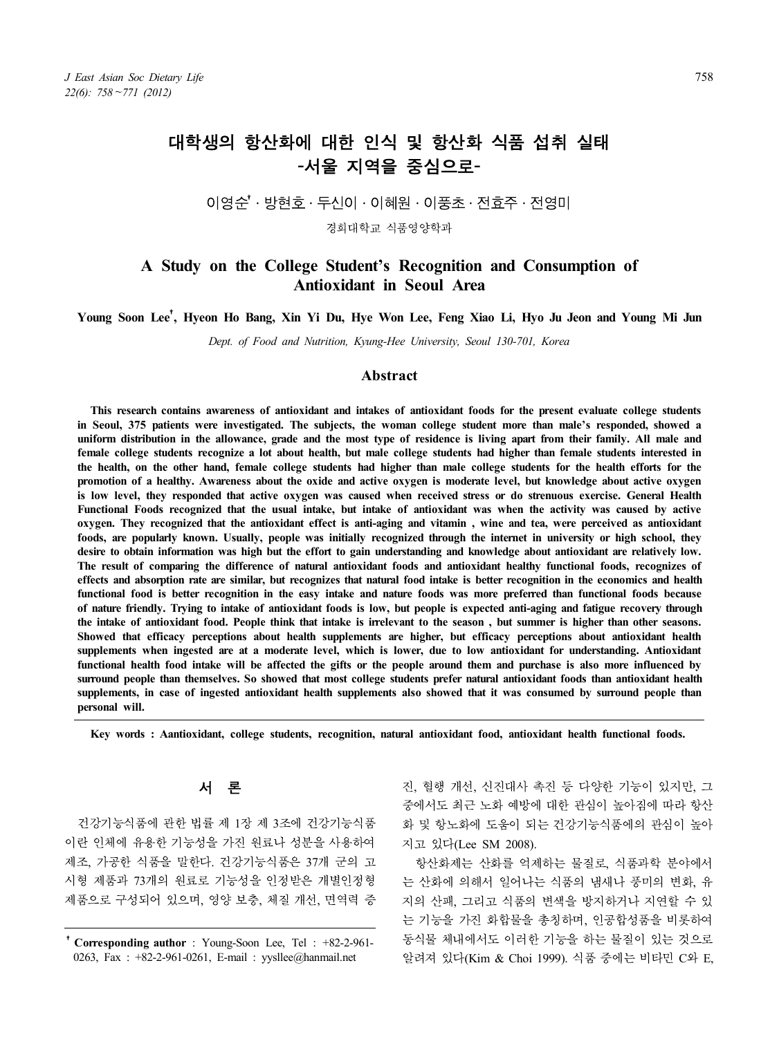# 대학생의 항산화에 대한 인식 및 항산화 식품 섭취 실태 -서울 지역을 중심으로-

이영순[†] · 방현호 · 두신이 · 이혜원 · 이풍초 · 전효주 · 전영미

경희대학교 식품영양학과

# A Study on the College Student's Recognition and Consumption of Antioxidant in Seoul Area

**Young Soon Lee[†], Hyeon Ho Bang, Xin Yi Du, Hye Won Lee, Feng Xiao Li, Hyo Ju Jeon and Young Mi Jun**

*Dept. of Food and Nutrition, Kyung-Hee University, Seoul 130-701, Korea*

## Abstract

**This research contains awareness of antioxidant and intakes of antioxidant foods for the present evaluate college students in Seoul, 375 patients were investigated. The subjects, the woman college student more than male's responded, showed a uniform distribution in the allowance, grade and the most type of residence is living apart from their family. All male and female college students recognize a lot about health, but male college students had higher than female students interested in the health, on the other hand, female college students had higher than male college students for the health efforts for the promotion of a healthy. Awareness about the oxide and active oxygen is moderate level, but knowledge about active oxygen is low level, they responded that active oxygen was caused when received stress or do strenuous exercise. General Health Functional Foods recognized that the usual intake, but intake of antioxidant was when the activity was caused by active oxygen. They recognized that the antioxidant effect is anti-aging and vitamin , wine and tea, were perceived as antioxidant foods, are popularly known. Usually, people was initially recognized through the internet in university or high school, they desire to obtain information was high but the effort to gain understanding and knowledge about antioxidant are relatively low. The result of comparing the difference of natural antioxidant foods and antioxidant healthy functional foods, recognizes of effects and absorption rate are similar, but recognizes that natural food intake is better recognition in the economics and health functional food is better recognition in the easy intake and nature foods was more preferred than functional foods because of nature friendly. Trying to intake of antioxidant foods is low, but people is expected anti-aging and fatigue recovery through the intake of antioxidant food. People think that intake is irrelevant to the season , but summer is higher than other seasons. Showed that efficacy perceptions about health supplements are higher, but efficacy perceptions about antioxidant health supplements when ingested are at a moderate level, which is lower, due to low antioxidant for understanding. Antioxidant functional health food intake will be affected the gifts or the people around them and purchase is also more influenced by surround people than themselves. So showed that most college students prefer natural antioxidant foods than antioxidant health supplements, in case of ingested antioxidant health supplements also showed that it was consumed by surround people than personal will.**

**Key words : Aantioxidant, college students, recognition, natural antioxidant food, antioxidant health functional foods.**

## 서 론

건강기능식품에 관한 법률 제 1장 제 3조에 건강기능식품이란 인체에 유용한 기능성을 가진 원료나 성분을 사용하여 제조, 가공한 식품을 말한다. 건강기능식품은 37개 군의 고시형 제품과 73개의 원료로 기능성을 인정받은 개별인정형 제품으로 구성되어 있으며, 영양 보충, 체질 개선, 면역력 증진, 혈행 개선, 신진대사 촉진 등 다양한 기능이 있지만, 그 중에서도 최근 노화 예방에 대한 관심이 높아짐에 따라 항산화 및 항노화에 도움이 되는 건강기능식품에의 관심이 높아지고 있다(Lee SM 2008).

항산화제는 산화를 억제하는 물질로, 식품과학 분야에서는 산화에 의해서 일어나는 식품의 냄새나 풍미의 변화, 유지의 산패, 그리고 식품의 변색을 방지하거나 지연할 수 있는 기능을 가진 화합물을 총칭하며, 인공합성품을 비롯하여 동식물 체내에서도 이러한 기능을 하는 물질이 있는 것으로 알려져 있다(Kim & Choi 1999). 식품 중에는 비타민 C와 E,

[†] **Corresponding author** : Young-Soon Lee, Tel : +82-2-961-0263, Fax : +82-2-961-0261, E-mail : yysllee@hanmail.net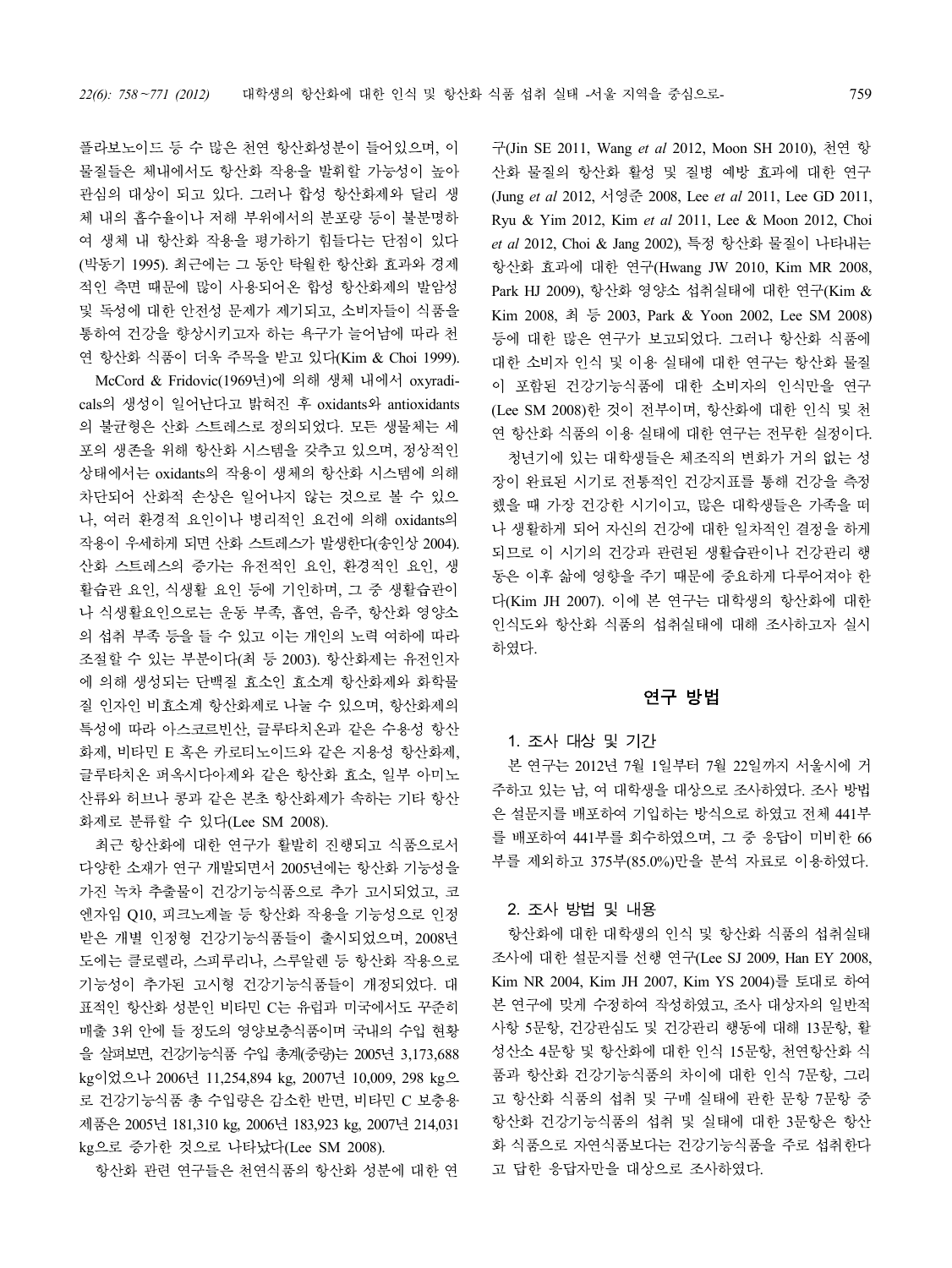플라보노이드 등 수 많은 천연 항산화성분이 들어있으며, 이 물질들은 체내에서도 항산화 작용을 발휘할 가능성이 높아 관심의 대상이 되고 있다. 그러나 합성 항산화제와 달리 생체 내의 흡수율이나 저해 부위에서의 분포량 등이 불분명하여 생체 내 항산화 작용을 평가하기 힘들다는 단점이 있다(박동기 1995). 최근에는 그 동안 탁월한 항산화 효과와 경제적인 측면 때문에 많이 사용되어온 합성 항산화제의 발암성 및 독성에 대한 안전성 문제가 제기되고, 소비자들이 식품을 통하여 건강을 향상시키고자 하는 욕구가 늘어남에 따라 천연 항산화 식품이 더욱 주목을 받고 있다(Kim & Choi 1999).

McCord & Fridovic(1969년)에 의해 생체 내에서 oxyradicals의 생성이 일어난다고 밝혀진 후 oxidants와 antioxidants의 불균형은 산화 스트레스로 정의되었다. 모든 생물체는 세포의 생존을 위해 항산화 시스템을 갖추고 있으며, 정상적인 상태에서는 oxidants의 작용이 생체의 항산화 시스템에 의해 차단되어 산화적 손상은 일어나지 않는 것으로 볼 수 있으나, 여러 환경적 요인이나 병리적인 요건에 의해 oxidants의 작용이 우세하게 되면 산화 스트레스가 발생한다(송인상 2004). 산화 스트레스의 증가는 유전적인 요인, 환경적인 요인, 생활습관 요인, 식생활 요인 등에 기인하며, 그 중 생활습관이나 식생활요인으로는 운동 부족, 흡연, 음주, 항산화 영양소의 섭취 부족 등을 들 수 있고 이는 개인의 노력 여하에 따라 조절할 수 있는 부분이다(최 등 2003). 항산화제는 유전인자에 의해 생성되는 단백질 효소인 효소계 항산화제와 화학물질 인자인 비효소계 항산화제로 나눌 수 있으며, 항산화제의 특성에 따라 아스코르빈산, 글루타치온과 같은 수용성 항산화제, 비타민 E 혹은 카로티노이드와 같은 지용성 항산화제, 글루타치온 퍼옥시다아제와 같은 항산화 효소, 일부 아미노산류와 허브나 콩과 같은 본초 항산화제가 속하는 기타 항산화제로 분류할 수 있다(Lee SM 2008).

최근 항산화에 대한 연구가 활발히 진행되고 식품으로서 다양한 소재가 연구 개발되면서 2005년에는 항산화 기능성을 가진 녹차 추출물이 건강기능식품으로 추가 고시되었고, 코엔자임 Q10, 피크노제놀 등 항산화 작용을 기능성으로 인정받은 개별 인정형 건강기능식품들이 출시되었으며, 2008년 도에는 클로렐라, 스피루리나, 스쿠알렌 등 항산화 작용으로 기능성이 추가된 고시형 건강기능식품들이 개정되었다. 대표적인 항산화 성분인 비타민 C는 유럽과 미국에서도 꾸준히 매출 3위 안에 들 정도의 영양보충식품이며 국내의 수입 현황을 살펴보면, 건강기능식품 수입 총계(중량)는 2005년 3,173,688 kg이었으나 2006년 11,254,894 kg, 2007년 10,009, 298 kg으로 건강기능식품 총 수입량은 감소한 반면, 비타민 C 보충용 제품은 2005년 181,310 kg, 2006년 183,923 kg, 2007년 214,031 kg으로 증가한 것으로 나타났다(Lee SM 2008).

항산화 관련 연구들은 천연식품의 항산화 성분에 대한 연구(Jin SE 2011, Wang *et al* 2012, Moon SH 2010), 천연 항산화 물질의 항산화 활성 및 질병 예방 효과에 대한 연구(Jung *et al* 2012, 서영준 2008, Lee *et al* 2011, Lee GD 2011, Ryu & Yim 2012, Kim *et al* 2011, Lee & Moon 2012, Choi *et al* 2012, Choi & Jang 2002), 특정 항산화 물질이 나타내는 항산화 효과에 대한 연구(Hwang JW 2010, Kim MR 2008, Park HJ 2009), 항산화 영양소 섭취실태에 대한 연구(Kim & Kim 2008, 최 등 2003, Park & Yoon 2002, Lee SM 2008) 등에 대한 많은 연구가 보고되었다. 그러나 항산화 식품에 대한 소비자 인식 및 이용 실태에 대한 연구는 항산화 물질이 포함된 건강기능식품에 대한 소비자의 인식만을 연구(Lee SM 2008)한 것이 전부이며, 항산화에 대한 인식 및 천연 항산화 식품의 이용 실태에 대한 연구는 전무한 실정이다.

청년기에 있는 대학생들은 체조직의 변화가 거의 없는 성장이 완료된 시기로 전통적인 건강지표를 통해 건강을 측정했을 때 가장 건강한 시기이고, 많은 대학생들은 가족을 떠나 생활하게 되어 자신의 건강에 대한 일차적인 결정을 하게 되므로 이 시기의 건강과 관련된 생활습관이나 건강관리 행동은 이후 삶에 영향을 주기 때문에 중요하게 다루어져야 한다(Kim JH 2007). 이에 본 연구는 대학생의 항산화에 대한 인식도와 항산화 식품의 섭취실태에 대해 조사하고자 실시하였다.

## 연구 방법

### 1. 조사 대상 및 기간

본 연구는 2012년 7월 1일부터 7월 22일까지 서울시에 거주하고 있는 남, 여 대학생을 대상으로 조사하였다. 조사 방법은 설문지를 배포하여 기입하는 방식으로 하였고 전체 441부를 배포하여 441부를 회수하였으며, 그 중 응답이 미비한 66부를 제외하고 375부(85.0%)만을 분석 자료로 이용하였다.

### 2. 조사 방법 및 내용

항산화에 대한 대학생의 인식 및 항산화 식품의 섭취실태 조사에 대한 설문지를 선행 연구(Lee SJ 2009, Han EY 2008, Kim NR 2004, Kim JH 2007, Kim YS 2004)를 토대로 하여 본 연구에 맞게 수정하여 작성하였고, 조사 대상자의 일반적 사항 5문항, 건강관심도 및 건강관리 행동에 대해 13문항, 활성산소 4문항 및 항산화에 대한 인식 15문항, 천연항산화 식품과 항산화 건강기능식품의 차이에 대한 인식 7문항, 그리고 항산화 식품의 섭취 및 구매 실태에 관한 문항 7문항 중 항산화 건강기능식품의 섭취 및 실태에 대한 3문항은 항산화 식품으로 자연식품보다는 건강기능식품을 주로 섭취한다고 답한 응답자만을 대상으로 조사하였다.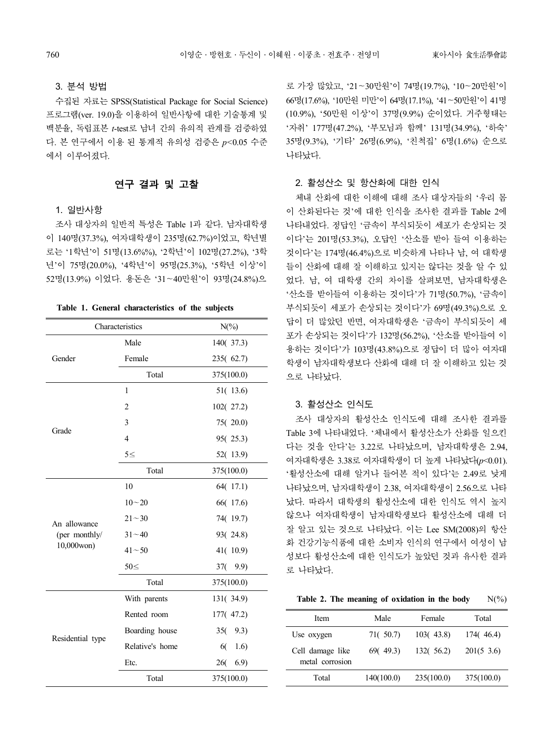### 3. 분석 방법

수집된 자료는 SPSS(Statistical Package for Social Science) 프로그램(ver. 19.0)을 이용하여 일반사항에 대한 기술통계 및 백분율, 독립표본 *t*-test로 남녀 간의 유의적 관계를 검증하였다. 본 연구에서 이용 된 통계적 유의성 검증은 $p<0.05$ 수준에서 이루어졌다.

## 연구 결과 및 고찰

### 1. 일반사항

조사 대상자의 일반적 특성은 Table 1과 같다. 남자대학생이 140명(37.3%), 여자대학생이 235명(62.7%)이었고, 학년별로는 '1학년'이 51명(13.6%%), '2학년'이 102명(27.2%), '3학년'이 75명(20.0%), '4학년'이 95명(25.3%), '5학년 이상'이 52명(13.9%) 이었다. 용돈은 '31~40만원'이 93명(24.8%)으로 가장 많았고, '21~30만원'이 74명(19.7%), '10~20만원'이 66명(17.6%), '10만원 미만'이 64명(17.1%), '41~50만원'이 41명(10.9%), '50만원 이상'이 37명(9.9%) 순이었다. 거주형태는 '자취' 177명(47.2%), '부모님과 함께' 131명(34.9%), '하숙' 35명(9.3%), '기타' 26명(6.9%), '친척집' 6명(1.6%) 순으로 나타났다.

**Table 1. General characteristics of the subjects**

| Characteristics | | N(%) |
|---|---|---|
| Gender | Male | 140( 37.3) |
| | Female | 235( 62.7) |
| | Total | 375(100.0) |
| Grade | 1 | 51( 13.6) |
| | 2 | 102( 27.2) |
| | 3 | 75( 20.0) |
| | 4 | 95( 25.3) |
| | 5≤ | 52( 13.9) |
| | Total | 375(100.0) |
| An allowance (per monthly/ 10,000won) | 10 | 64( 17.1) |
| | 10~20 | 66( 17.6) |
| | 21~30 | 74( 19.7) |
| | 31~40 | 93( 24.8) |
| | 41~50 | 41( 10.9) |
| | 50≤ | 37( 9.9) |
| | Total | 375(100.0) |
| Residential type | With parents | 131( 34.9) |
| | Rented room | 177( 47.2) |
| | Boarding house | 35( 9.3) |
| | Relative's home | 6( 1.6) |
| | Etc. | 26( 6.9) |
| | Total | 375(100.0) |

### 2. 활성산소 및 항산화에 대한 인식

체내 산화에 대한 이해에 대해 조사 대상자들의 '우리 몸이 산화된다는 것'에 대한 인식을 조사한 결과를 Table 2에 나타내었다. 정답인 '금속이 부식되듯이 세포가 손상되는 것이다'는 201명(53.3%), 오답인 '산소를 받아 들여 이용하는 것이다'는 174명(46.4%)으로 비슷하게 나타나 남, 여 대학생들이 산화에 대해 잘 이해하고 있지는 않다는 것을 알 수 있었다. 남, 여 대학생 간의 차이를 살펴보면, 남자대학생은 '산소를 받아들여 이용하는 것이다'가 71명(50.7%), '금속이 부식되듯이 세포가 손상되는 것이다'가 69명(49.3%)으로 오답이 더 많았던 반면, 여자대학생은 '금속이 부식되듯이 세포가 손상되는 것이다'가 132명(56.2%), '산소를 받아들여 이용하는 것이다'가 103명(43.8%)으로 정답이 더 많아 여자대학생이 남자대학생보다 산화에 대해 더 잘 이해하고 있는 것으로 나타났다.

### 3. 활성산소 인식도

조사 대상자의 활성산소 인식도에 대해 조사한 결과를 Table 3에 나타내었다. '체내에서 활성산소가 산화를 일으킨다는 것을 안다'는 3.22로 나타났으며, 남자대학생은 2.94, 여자대학생은 3.38로 여자대학생이 더 높게 나타났다($p<0.01$). '활성산소에 대해 알거나 들어본 적이 있다'는 2.49로 낮게 나타났으며, 남자대학생이 2.38, 여자대학생이 2.56으로 나타났다. 따라서 대학생의 활성산소에 대한 인식도 역시 높지 않으나 여자대학생이 남자대학생보다 활성산소에 대해 더 잘 알고 있는 것으로 나타났다. 이는 Lee SM(2008)의 항산화 건강기능식품에 대한 소비자 인식의 연구에서 여성이 남성보다 활성산소에 대한 인식도가 높았던 것과 유사한 결과로 나타났다.

**Table 2. The meaning of oxidation in the body** N(%)

| Item | Male | Female | Total |
|---|---|---|---|
| Use oxygen | 71( 50.7) | 103( 43.8) | 174( 46.4) |
| Cell damage like metal corrosion | 69( 49.3) | 132( 56.2) | 201(5 3.6) |
| Total | 140(100.0) | 235(100.0) | 375(100.0) |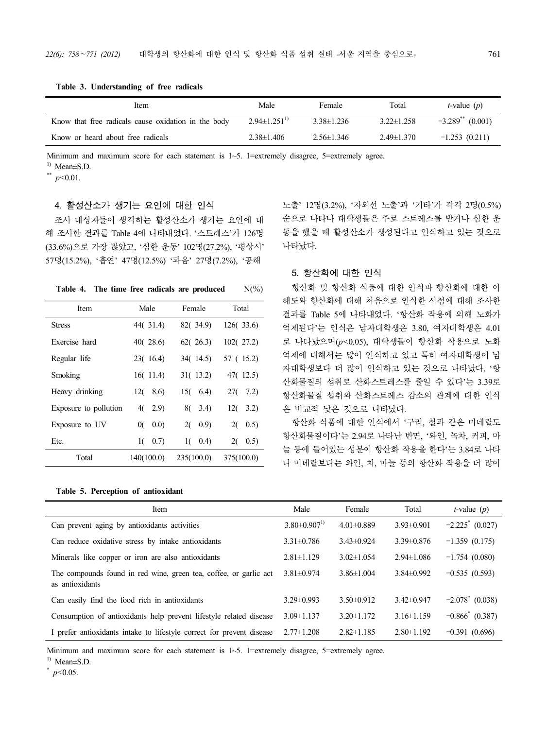**Table 3. Understanding of free radicals**

| Item | Male | Female | Total | $t$-value ($p$) |
|---|---|---|---|---|
| Know that free radicals cause oxidation in the body | 2.94±1.251[1)] | 3.38±1.236 | 3.22±1.258 | $-3.289^{**}$ (0.001) |
| Know or heard about free radicals | 2.38±1.406 | 2.56±1.346 | 2.49±1.370 | −1.253 (0.211) |

Minimum and maximum score for each statement is 1~5. 1=extremely disagree, 5=extremely agree.
[1)] Mean±S.D.
$^{**}$ $p<0.01$.

### 4. 활성산소가 생기는 요인에 대한 인식

조사 대상자들이 생각하는 활성산소가 생기는 요인에 대해 조사한 결과를 Table 4에 나타내었다. '스트레스'가 126명(33.6%)으로 가장 많았고, '심한 운동' 102명(27.2%), '평상시' 57명(15.2%), '흡연' 47명(12.5%) '과음' 27명(7.2%), '공해 노출' 12명(3.2%), '자외선 노출'과 '기타'가 각각 2명(0.5%) 순으로 나타나 대학생들은 주로 스트레스를 받거나 심한 운동을 했을 때 활성산소가 생성된다고 인식하고 있는 것으로 나타났다.

**Table 4. The time free radicals are produced** N(%)

| Item | Male | Female | Total |
|---|---|---|---|
| Stress | 44( 31.4) | 82( 34.9) | 126( 33.6) |
| Exercise hard | 40( 28.6) | 62( 26.3) | 102( 27.2) |
| Regular life | 23( 16.4) | 34( 14.5) | 57 ( 15.2) |
| Smoking | 16( 11.4) | 31( 13.2) | 47( 12.5) |
| Heavy drinking | 12( 8.6) | 15( 6.4) | 27( 7.2) |
| Exposure to pollution | 4( 2.9) | 8( 3.4) | 12( 3.2) |
| Exposure to UV | 0( 0.0) | 2( 0.9) | 2( 0.5) |
| Etc. | 1( 0.7) | 1( 0.4) | 2( 0.5) |
| Total | 140(100.0) | 235(100.0) | 375(100.0) |

### 5. 항산화에 대한 인식

항산화 및 항산화 식품에 대한 인식과 항산화에 대한 이해도와 항산화에 대해 처음으로 인식한 시점에 대해 조사한 결과를 Table 5에 나타내었다. '항산화 작용에 의해 노화가 억제된다'는 인식은 남자대학생은 3.80, 여자대학생은 4.01로 나타났으며($p<0.05$), 대학생들이 항산화 작용으로 노화 억제에 대해서는 많이 인식하고 있고 특히 여자대학생이 남자대학생보다 더 많이 인식하고 있는 것으로 나타났다. '항산화물질의 섭취로 산화스트레스를 줄일 수 있다'는 3.39로 항산화물질 섭취와 산화스트레스 감소의 관계에 대한 인식은 비교적 낮은 것으로 나타났다.

항산화 식품에 대한 인식에서 '구리, 철과 같은 미네랄도 항산화물질이다'는 2.94로 나타난 반면, '와인, 녹차, 커피, 마늘 등에 들어있는 성분이 항산화 작용을 한다'는 3.84로 나타나 미네랄보다는 와인, 차, 마늘 등의 항산화 작용을 더 많이

**Table 5. Perception of antioxidant**

| Item | Male | Female | Total | $t$-value ($p$) |
|---|---|---|---|---|
| Can prevent aging by antioxidants activities | 3.80±0.907[1)] | 4.01±0.889 | 3.93±0.901 | $-2.225^{*}$ (0.027) |
| Can reduce oxidative stress by intake antioxidants | 3.31±0.786 | 3.43±0.924 | 3.39±0.876 | −1.359 (0.175) |
| Minerals like copper or iron are also antioxidants | 2.81±1.129 | 3.02±1.054 | 2.94±1.086 | −1.754 (0.080) |
| The compounds found in red wine, green tea, coffee, or garlic act as antioxidants | 3.81±0.974 | 3.86±1.004 | 3.84±0.992 | −0.535 (0.593) |
| Can easily find the food rich in antioxidants | 3.29±0.993 | 3.50±0.912 | 3.42±0.947 | $-2.078^{*}$ (0.038) |
| Consumption of antioxidants help prevent lifestyle related disease | 3.09±1.137 | 3.20±1.172 | 3.16±1.159 | $-0.866^{*}$ (0.387) |
| I prefer antioxidants intake to lifestyle correct for prevent disease | 2.77±1.208 | 2.82±1.185 | 2.80±1.192 | −0.391 (0.696) |

Minimum and maximum score for each statement is 1~5. 1=extremely disagree, 5=extremely agree.
[1)] Mean±S.D.
$^{*}$ $p<0.05$.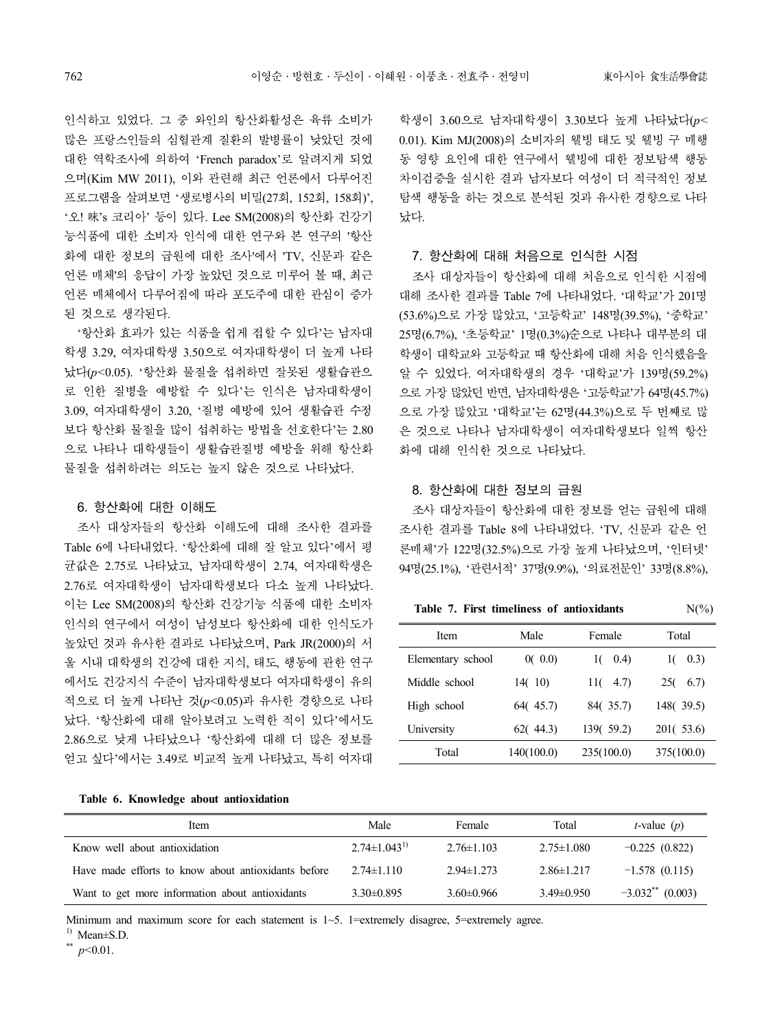인식하고 있었다. 그 중 와인의 항산화활성은 육류 소비가 많은 프랑스인들의 심혈관계 질환의 발병률이 낮았던 것에 대한 역학조사에 의하여 'French paradox'로 알려지게 되었으며(Kim MW 2011), 이와 관련해 최근 언론에서 다루어진 프로그램을 살펴보면 '생로병사의 비밀(27회, 152회, 158회)', '오! 味's 코리아' 등이 있다. Lee SM(2008)의 항산화 건강기능식품에 대한 소비자 인식에 대한 연구와 본 연구의 '항산화에 대한 정보의 급원에 대한 조사'에서 'TV, 신문과 같은 언론 매체'의 응답이 가장 높았던 것으로 미루어 볼 때, 최근 언론 매체에서 다루어짐에 따라 포도주에 대한 관심이 증가된 것으로 생각된다.

'항산화 효과가 있는 식품을 쉽게 접할 수 있다'는 남자대학생 3.29, 여자대학생 3.50으로 여자대학생이 더 높게 나타났다($p$<0.05). '항산화 물질을 섭취하면 잘못된 생활습관으로 인한 질병을 예방할 수 있다'는 인식은 남자대학생이 3.09, 여자대학생이 3.20, '질병 예방에 있어 생활습관 수정보다 항산화 물질을 많이 섭취하는 방법을 선호한다'는 2.80으로 나타나 대학생들이 생활습관질병 예방을 위해 항산화 물질을 섭취하려는 의도는 높지 않은 것으로 나타났다.

## 6. 항산화에 대한 이해도

조사 대상자들의 항산화 이해도에 대해 조사한 결과를 Table 6에 나타내었다. '항산화에 대해 잘 알고 있다'에서 평균값은 2.75로 나타났고, 남자대학생이 2.74, 여자대학생은 2.76로 여자대학생이 남자대학생보다 다소 높게 나타났다. 이는 Lee SM(2008)의 항산화 건강기능 식품에 대한 소비자 인식의 연구에서 여성이 남성보다 항산화에 대한 인식도가 높았던 것과 유사한 결과로 나타났으며, Park JR(2000)의 서울 시내 대학생의 건강에 대한 지식, 태도, 행동에 관한 연구에서도 건강지식 수준이 남자대학생보다 여자대학생이 유의적으로 더 높게 나타난 것($p$<0.05)과 유사한 경향으로 나타났다. '항산화에 대해 알아보려고 노력한 적이 있다'에서도 2.86으로 낮게 나타났으나 '항산화에 대해 더 많은 정보를 얻고 싶다'에서는 3.49로 비교적 높게 나타났고, 특히 여자대학생이 3.60으로 남자대학생이 3.30보다 높게 나타났다($p$<0.01). Kim MJ(2008)의 소비자의 웰빙 태도 및 웰빙 구 매행동 영향 요인에 대한 연구에서 웰빙에 대한 정보탐색 행동 차이검증을 실시한 결과 남자보다 여성이 더 적극적인 정보탐색 행동을 하는 것으로 분석된 것과 유사한 경향으로 나타났다.

## 7. 항산화에 대해 처음으로 인식한 시점

조사 대상자들이 항산화에 대해 처음으로 인식한 시점에 대해 조사한 결과를 Table 7에 나타내었다. '대학교'가 201명(53.6%)으로 가장 많았고, '고등학교' 148명(39.5%), '중학교' 25명(6.7%), '초등학교' 1명(0.3%)순으로 나타나 대부분의 대학생이 대학교와 고등학교 때 항산화에 대해 처음 인식했음을 알 수 있었다. 여자대학생의 경우 '대학교'가 139명(59.2%)으로 가장 많았던 반면, 남자대학생은 '고등학교'가 64명(45.7%)으로 가장 많았고 '대학교'는 62명(44.3%)으로 두 번째로 많은 것으로 나타나 남자대학생이 여자대학생보다 일찍 항산화에 대해 인식한 것으로 나타났다.

## 8. 항산화에 대한 정보의 급원

조사 대상자들이 항산화에 대한 정보를 얻는 급원에 대해 조사한 결과를 Table 8에 나타내었다. 'TV, 신문과 같은 언론매체'가 122명(32.5%)으로 가장 높게 나타났으며, '인터넷' 94명(25.1%), '관련서적' 37명(9.9%), '의료전문인' 33명(8.8%),

**Table 7. First timeliness of antioxidants** N(%)

| Item | Male | Female | Total |
|---|---|---|---|
| Elementary school | 0( 0.0) | 1( 0.4) | 1( 0.3) |
| Middle school | 14( 10) | 11( 4.7) | 25( 6.7) |
| High school | 64( 45.7) | 84( 35.7) | 148( 39.5) |
| University | 62( 44.3) | 139( 59.2) | 201( 53.6) |
| Total | 140(100.0) | 235(100.0) | 375(100.0) |

**Table 6. Knowledge about antioxidation**

| Item | Male | Female | Total | $t$-value ($p$) |
|---|---|---|---|---|
| Know well about antioxidation | 2.74±1.043[1)] | 2.76±1.103 | 2.75±1.080 | −0.225 (0.822) |
| Have made efforts to know about antioxidants before | 2.74±1.110 | 2.94±1.273 | 2.86±1.217 | −1.578 (0.115) |
| Want to get more information about antioxidants | 3.30±0.895 | 3.60±0.966 | 3.49±0.950 | −3.032** (0.003) |

Minimum and maximum score for each statement is 1~5. 1=extremely disagree, 5=extremely agree.

[1)] Mean±S.D.

** $p$<0.01.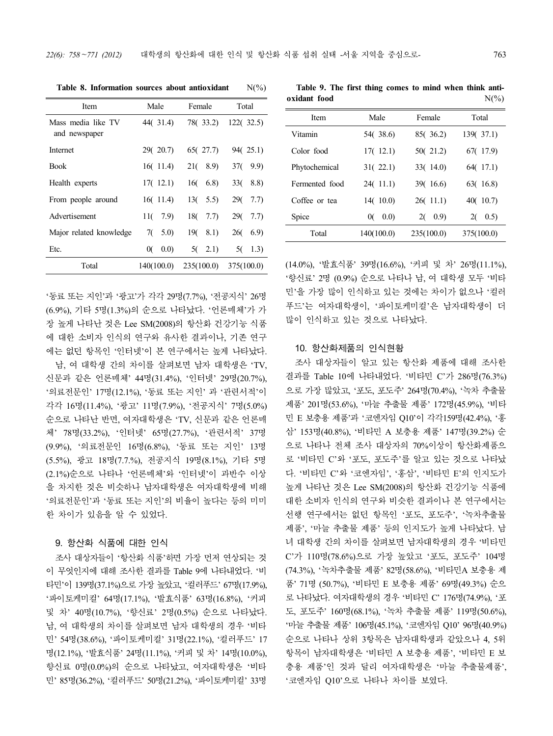**Table 8. Information sources about antioxidant** N(%)

| Item | Male | Female | Total |
|---|---|---|---|
| Mass media like TV and newspaper | 44( 31.4) | 78( 33.2) | 122( 32.5) |
| Internet | 29( 20.7) | 65( 27.7) | 94( 25.1) |
| Book | 16( 11.4) | 21( 8.9) | 37( 9.9) |
| Health experts | 17( 12.1) | 16( 6.8) | 33( 8.8) |
| From people around | 16( 11.4) | 13( 5.5) | 29( 7.7) |
| Advertisement | 11( 7.9) | 18( 7.7) | 29( 7.7) |
| Major related knowledge | 7( 5.0) | 19( 8.1) | 26( 6.9) |
| Etc. | 0( 0.0) | 5( 2.1) | 5( 1.3) |
| Total | 140(100.0) | 235(100.0) | 375(100.0) |

'동료 또는 지인'과 '광고'가 각각 29명(7.7%), '전공지식' 26명(6.9%), 기타 5명(1.3%)의 순으로 나타났다. '언론매체'가 가장 높게 나타난 것은 Lee SM(2008)의 항산화 건강기능 식품에 대한 소비자 인식의 연구와 유사한 결과이나, 기존 연구에는 없던 항목인 '인터넷'이 본 연구에서는 높게 나타났다.

남, 여 대학생 간의 차이를 살펴보면 남자 대학생은 'TV, 신문과 같은 언론매체' 44명(31.4%), '인터넷' 29명(20.7%), '의료전문인' 17명(12.1%), '동료 또는 지인' 과 '관련서적'이 각각 16명(11.4%), '광고' 11명(7.9%), '전공지식' 7명(5.0%) 순으로 나타난 반면, 여자대학생은 'TV, 신문과 같은 언론매체' 78명(33.2%), '인터넷' 65명(27.7%), '관련서적' 37명(9.9%), '의료전문인 16명(6.8%), '동료 또는 지인' 13명(5.5%), 광고 18명(7.7.%), 전공지식 19명(8.1%), 기타 5명(2.1%)순으로 나타나 '언론매체'와 '인터넷'이 과반수 이상을 차지한 것은 비슷하나 남자대학생은 여자대학생에 비해 '의료전문인'과 '동료 또는 지인'의 비율이 높다는 등의 미미한 차이가 있음을 알 수 있었다.

## 9. 항산화 식품에 대한 인식

조사 대상자들이 '항산화 식품'하면 가장 먼저 연상되는 것이 무엇인지에 대해 조사한 결과를 Table 9에 나타내었다. '비타민'이 139명(37.1%)으로 가장 높았고, '컬러푸드' 67명(17.9%), '파이토케미컬' 64명(17.1%), '발효식품' 63명(16.8%), '커피 및 차' 40명(10.7%), '향신료' 2명(0.5%) 순으로 나타났다. 남, 여 대학생의 차이를 살펴보면 남자 대학생의 경우 '비타민' 54명(38.6%), '파이토케미컬' 31명(22.1%), '컬러푸드' 17명(12.1%), '발효식품' 24명(11.1%), '커피 및 차' 14명(10.0%), 향신료 0명(0.0%)의 순으로 나타났고, 여자대학생은 '비타민' 85명(36.2%), '컬러푸드' 50명(21.2%), '파이토케미컬' 33명

**Table 9. The first thing comes to mind when think antioxidant food** N(%)

| Item | Male | Female | Total |
|---|---|---|---|
| Vitamin | 54( 38.6) | 85( 36.2) | 139( 37.1) |
| Color food | 17( 12.1) | 50( 21.2) | 67( 17.9) |
| Phytochemical | 31( 22.1) | 33( 14.0) | 64( 17.1) |
| Fermented food | 24( 11.1) | 39( 16.6) | 63( 16.8) |
| Coffee or tea | 14( 10.0) | 26( 11.1) | 40( 10.7) |
| Spice | 0( 0.0) | 2( 0.9) | 2( 0.5) |
| Total | 140(100.0) | 235(100.0) | 375(100.0) |

(14.0%), '발효식품' 39명(16.6%), '커피 및 차' 26명(11.1%), '향신료' 2명 (0.9%) 순으로 나타나 남, 여 대학생 모두 '비타민'을 가장 많이 인식하고 있는 것에는 차이가 없으나 '컬러푸드'는 여자대학생이, '파이토케미컬'은 남자대학생이 더 많이 인식하고 있는 것으로 나타났다.

## 10. 항산화제품의 인식현황

조사 대상자들이 알고 있는 항산화 제품에 대해 조사한 결과를 Table 10에 나타내었다. '비타민 C'가 286명(76.3%)으로 가장 많았고, '포도, 포도주' 264명(70.4%), '녹차 추출물 제품' 201명(53.6%), '마늘 추출물 제품' 172명(45.9%), '비타민 E 보충용 제품'과 '코엔자임 Q10'이 각각159명(42.4%), '홍삼' 153명(40.8%), '비타민 A 보충용 제품' 147명(39.2%) 순으로 나타나 전체 조사 대상자의 70%이상이 항산화제품으로 '비타민 C'와 '포도, 포도주'를 알고 있는 것으로 나타났다. '비타민 C'와 '코엔자임', '홍삼', '비타민 E'의 인지도가 높게 나타난 것은 Lee SM(2008)의 항산화 건강기능 식품에 대한 소비자 인식의 연구와 비슷한 결과이나 본 연구에서는 선행 연구에서는 없던 항목인 '포도, 포도주', '녹차추출물 제품', '마늘 추출물 제품' 등의 인지도가 높게 나타났다. 남녀 대학생 간의 차이를 살펴보면 남자대학생의 경우 '비타민 C'가 110명(78.6%)으로 가장 높았고 '포도, 포도주' 104명(74.3%), '녹차추출물 제품' 82명(58.6%), '비타민A 보충용 제품' 71명 (50.7%), '비타민 E 보충용 제품' 69명(49.3%) 순으로 나타났다. 여자대학생의 경우 '비타민 C' 176명(74.9%), '포도, 포도주' 160명(68.1%), '녹차 추출물 제품' 119명(50.6%), '마늘 추출물 제품' 106명(45.1%), '코엔자임 Q10' 96명(40.9%) 순으로 나타나 상위 3항목은 남자대학생과 같았으나 4, 5위 항목이 남자대학생은 '비타민 A 보충용 제품', '비타민 E 보충용 제품'인 것과 달리 여자대학생은 '마늘 추출물제품', '코엔자임 Q10'으로 나타나 차이를 보였다.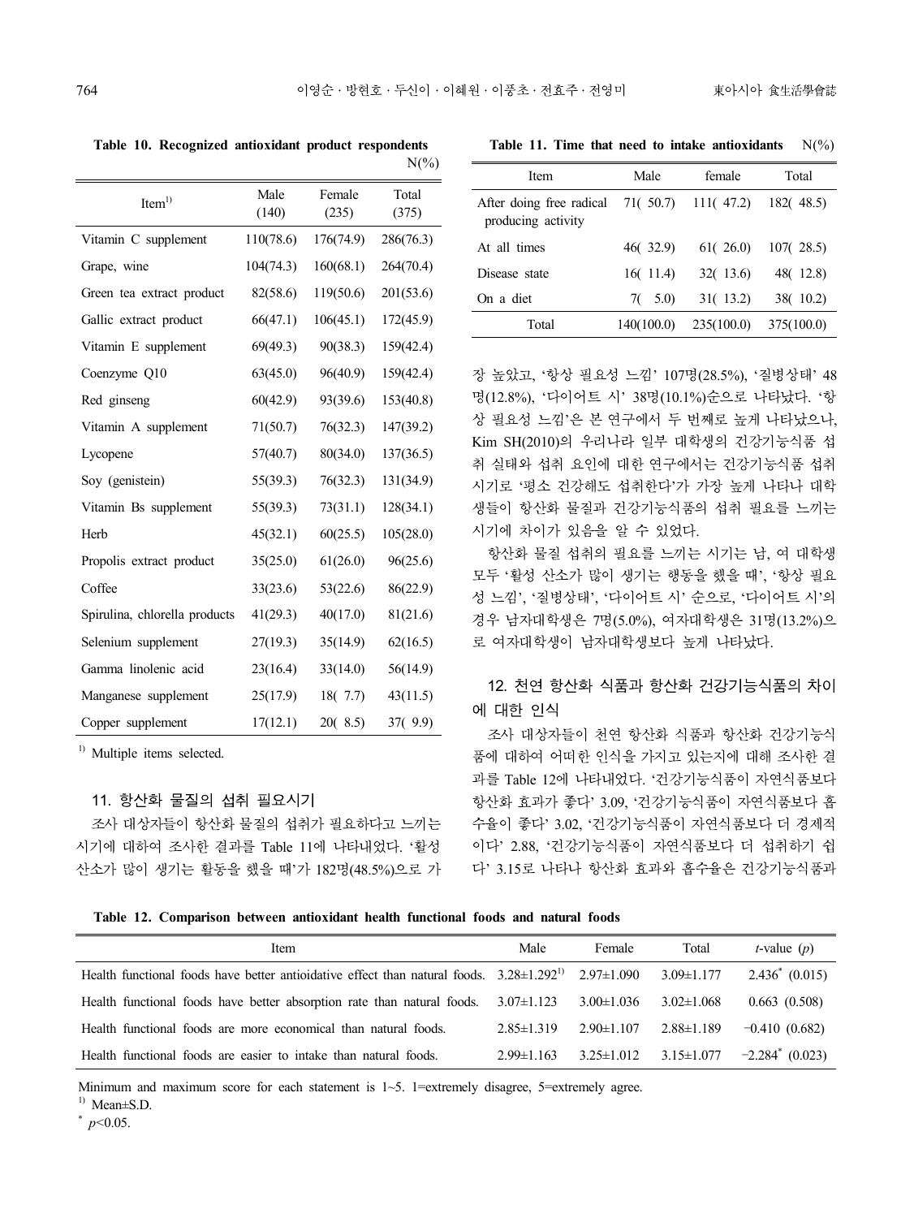**Table 10. Recognized antioxidant product respondents** N(%)

| Item[1)] | Male (140) | Female (235) | Total (375) |
|---|---|---|---|
| Vitamin C supplement | 110(78.6) | 176(74.9) | 286(76.3) |
| Grape, wine | 104(74.3) | 160(68.1) | 264(70.4) |
| Green tea extract product | 82(58.6) | 119(50.6) | 201(53.6) |
| Gallic extract product | 66(47.1) | 106(45.1) | 172(45.9) |
| Vitamin E supplement | 69(49.3) | 90(38.3) | 159(42.4) |
| Coenzyme Q10 | 63(45.0) | 96(40.9) | 159(42.4) |
| Red ginseng | 60(42.9) | 93(39.6) | 153(40.8) |
| Vitamin A supplement | 71(50.7) | 76(32.3) | 147(39.2) |
| Lycopene | 57(40.7) | 80(34.0) | 137(36.5) |
| Soy (genistein) | 55(39.3) | 76(32.3) | 131(34.9) |
| Vitamin Bs supplement | 55(39.3) | 73(31.1) | 128(34.1) |
| Herb | 45(32.1) | 60(25.5) | 105(28.0) |
| Propolis extract product | 35(25.0) | 61(26.0) | 96(25.6) |
| Coffee | 33(23.6) | 53(22.6) | 86(22.9) |
| Spirulina, chlorella products | 41(29.3) | 40(17.0) | 81(21.6) |
| Selenium supplement | 27(19.3) | 35(14.9) | 62(16.5) |
| Gamma linolenic acid | 23(16.4) | 33(14.0) | 56(14.9) |
| Manganese supplement | 25(17.9) | 18( 7.7) | 43(11.5) |
| Copper supplement | 17(12.1) | 20( 8.5) | 37( 9.9) |

[1)] Multiple items selected.

### 11. 항산화 물질의 섭취 필요시기

조사 대상자들이 항산화 물질의 섭취가 필요하다고 느끼는 시기에 대하여 조사한 결과를 Table 11에 나타내었다. '활성 산소가 많이 생기는 활동을 했을 때'가 182명(48.5%)으로 가장 높았고, '항상 필요성 느낌' 107명(28.5%), '질병상태' 48명(12.8%), '다이어트 시' 38명(10.1%)순으로 나타났다. '항상 필요성 느낌'은 본 연구에서 두 번째로 높게 나타났으나, Kim SH(2010)의 우리나라 일부 대학생의 건강기능식품 섭취 실태와 섭취 요인에 대한 연구에서는 건강기능식품 섭취 시기로 '평소 건강해도 섭취한다'가 가장 높게 나타나 대학생들이 항산화 물질과 건강기능식품의 섭취 필요를 느끼는 시기에 차이가 있음을 알 수 있었다.

**Table 11. Time that need to intake antioxidants** N(%)

| Item | Male | female | Total |
|---|---|---|---|
| After doing free radical producing activity | 71( 50.7) | 111( 47.2) | 182( 48.5) |
| At all times | 46( 32.9) | 61( 26.0) | 107( 28.5) |
| Disease state | 16( 11.4) | 32( 13.6) | 48( 12.8) |
| On a diet | 7( 5.0) | 31( 13.2) | 38( 10.2) |
| Total | 140(100.0) | 235(100.0) | 375(100.0) |

항산화 물질 섭취의 필요를 느끼는 시기는 남, 여 대학생 모두 '활성 산소가 많이 생기는 행동을 했을 때', '항상 필요성 느낌', '질병상태', '다이어트 시' 순으로, '다이어트 시'의 경우 남자대학생은 7명(5.0%), 여자대학생은 31명(13.2%)으로 여자대학생이 남자대학생보다 높게 나타났다.

### 12. 천연 항산화 식품과 항산화 건강기능식품의 차이에 대한 인식

조사 대상자들이 천연 항산화 식품과 항산화 건강기능식품에 대하여 어떠한 인식을 가지고 있는지에 대해 조사한 결과를 Table 12에 나타내었다. '건강기능식품이 자연식품보다 항산화 효과가 좋다' 3.09, '건강기능식품이 자연식품보다 흡수율이 좋다' 3.02, '건강기능식품이 자연식품보다 더 경제적이다' 2.88, '건강기능식품이 자연식품보다 더 섭취하기 쉽다' 3.15로 나타나 항산화 효과와 흡수율은 건강기능식품과

**Table 12. Comparison between antioxidant health functional foods and natural foods**

| Item | Male | Female | Total | $t$-value ($p$) |
|---|---|---|---|---|
| Health functional foods have better antioidative effect than natural foods. | 3.28±1.292[1)] | 2.97±1.090 | 3.09±1.177 | 2.436* (0.015) |
| Health functional foods have better absorption rate than natural foods. | 3.07±1.123 | 3.00±1.036 | 3.02±1.068 | 0.663 (0.508) |
| Health functional foods are more economical than natural foods. | 2.85±1.319 | 2.90±1.107 | 2.88±1.189 | −0.410 (0.682) |
| Health functional foods are easier to intake than natural foods. | 2.99±1.163 | 3.25±1.012 | 3.15±1.077 | −2.284* (0.023) |

Minimum and maximum score for each statement is 1~5. 1=extremely disagree, 5=extremely agree.

[1)] Mean±S.D.

* $p<0.05$.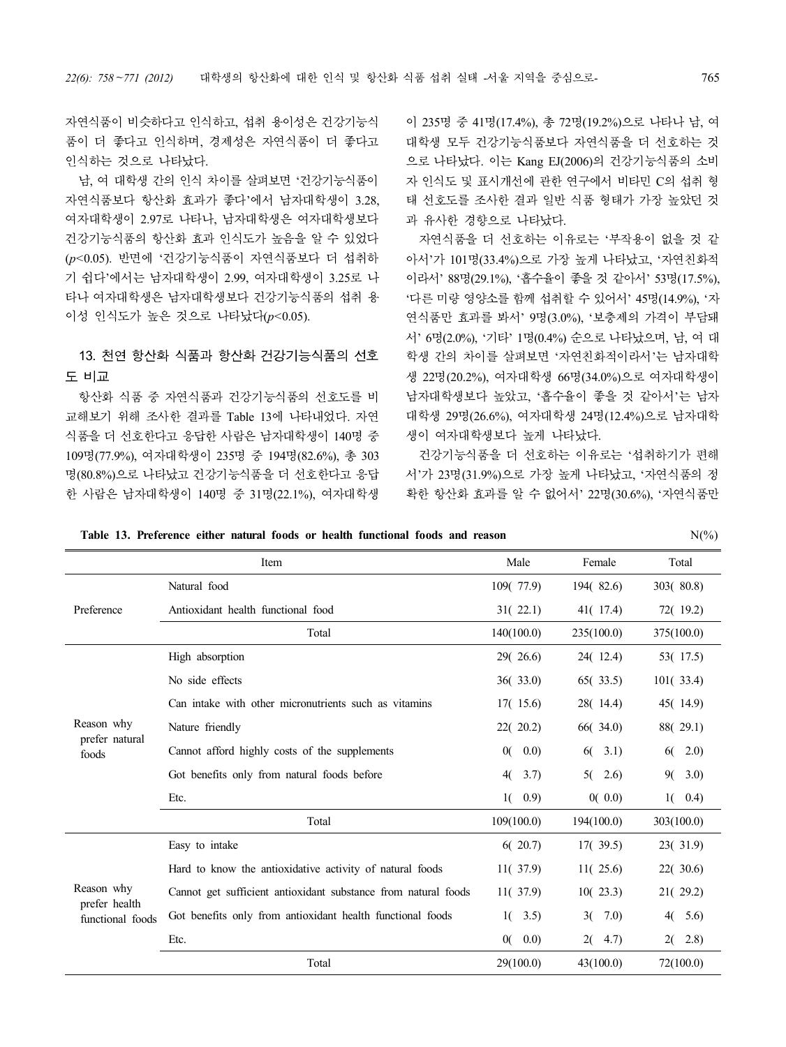자연식품이 비슷하다고 인식하고, 섭취 용이성은 건강기능식품이 더 좋다고 인식하며, 경제성은 자연식품이 더 좋다고 인식하는 것으로 나타났다.

남, 여 대학생 간의 인식 차이를 살펴보면 '건강기능식품이 자연식품보다 항산화 효과가 좋다'에서 남자대학생이 3.28, 여자대학생이 2.97로 나타나, 남자대학생은 여자대학생보다 건강기능식품의 항산화 효과 인식도가 높음을 알 수 있었다 ($p$<0.05). 반면에 '건강기능식품이 자연식품보다 더 섭취하기 쉽다'에서는 남자대학생이 2.99, 여자대학생이 3.25로 나타나 여자대학생은 남자대학생보다 건강기능식품의 섭취 용이성 인식도가 높은 것으로 나타났다($p$<0.05).

## 13. 천연 항산화 식품과 항산화 건강기능식품의 선호도 비교

항산화 식품 중 자연식품과 건강기능식품의 선호도를 비교해보기 위해 조사한 결과를 Table 13에 나타내었다. 자연식품을 더 선호한다고 응답한 사람은 남자대학생이 140명 중 109명(77.9%), 여자대학생이 235명 중 194명(82.6%), 총 303명(80.8%)으로 나타났고 건강기능식품을 더 선호한다고 응답한 사람은 남자대학생이 140명 중 31명(22.1%), 여자대학생이 235명 중 41명(17.4%), 총 72명(19.2%)으로 나타나 남, 여 대학생 모두 건강기능식품보다 자연식품을 더 선호하는 것으로 나타났다. 이는 Kang EJ(2006)의 건강기능식품의 소비자 인식도 및 표시개선에 관한 연구에서 비타민 C의 섭취 형태 선호도를 조사한 결과 일반 식품 형태가 가장 높았던 것과 유사한 경향으로 나타났다.

자연식품을 더 선호하는 이유로는 '부작용이 없을 것 같아서'가 101명(33.4%)으로 가장 높게 나타났고, '자연친화적이라서' 88명(29.1%), '흡수율이 좋을 것 같아서' 53명(17.5%), '다른 미량 영양소를 함께 섭취할 수 있어서' 45명(14.9%), '자연식품만 효과를 봐서' 9명(3.0%), '보충제의 가격이 부담돼서' 6명(2.0%), '기타' 1명(0.4%) 순으로 나타났으며, 남, 여 대학생 간의 차이를 살펴보면 '자연친화적이라서'는 남자대학생 22명(20.2%), 여자대학생 66명(34.0%)으로 여자대학생이 남자대학생보다 높았고, '흡수율이 좋을 것 같아서'는 남자대학생 29명(26.6%), 여자대학생 24명(12.4%)으로 남자대학생이 여자대학생보다 높게 나타났다.

건강기능식품을 더 선호하는 이유로는 '섭취하기가 편해서'가 23명(31.9%)으로 가장 높게 나타났고, '자연식품의 정확한 항산화 효과를 알 수 없어서' 22명(30.6%), '자연식품만

**Table 13. Preference either natural foods or health functional foods and reason** N(%)

| | Item | Male | Female | Total |
|---|---|---|---|---|
| Preference | Natural food | 109( 77.9) | 194( 82.6) | 303( 80.8) |
| | Antioxidant health functional food | 31( 22.1) | 41( 17.4) | 72( 19.2) |
| | Total | 140(100.0) | 235(100.0) | 375(100.0) |
| Reason why prefer natural foods | High absorption | 29( 26.6) | 24( 12.4) | 53( 17.5) |
| | No side effects | 36( 33.0) | 65( 33.5) | 101( 33.4) |
| | Can intake with other micronutrients such as vitamins | 17( 15.6) | 28( 14.4) | 45( 14.9) |
| | Nature friendly | 22( 20.2) | 66( 34.0) | 88( 29.1) |
| | Cannot afford highly costs of the supplements | 0( 0.0) | 6( 3.1) | 6( 2.0) |
| | Got benefits only from natural foods before | 4( 3.7) | 5( 2.6) | 9( 3.0) |
| | Etc. | 1( 0.9) | 0( 0.0) | 1( 0.4) |
| | Total | 109(100.0) | 194(100.0) | 303(100.0) |
| Reason why prefer health functional foods | Easy to intake | 6( 20.7) | 17( 39.5) | 23( 31.9) |
| | Hard to know the antioxidative activity of natural foods | 11( 37.9) | 11( 25.6) | 22( 30.6) |
| | Cannot get sufficient antioxidant substance from natural foods | 11( 37.9) | 10( 23.3) | 21( 29.2) |
| | Got benefits only from antioxidant health functional foods | 1( 3.5) | 3( 7.0) | 4( 5.6) |
| | Etc. | 0( 0.0) | 2( 4.7) | 2( 2.8) |
| | Total | 29(100.0) | 43(100.0) | 72(100.0) |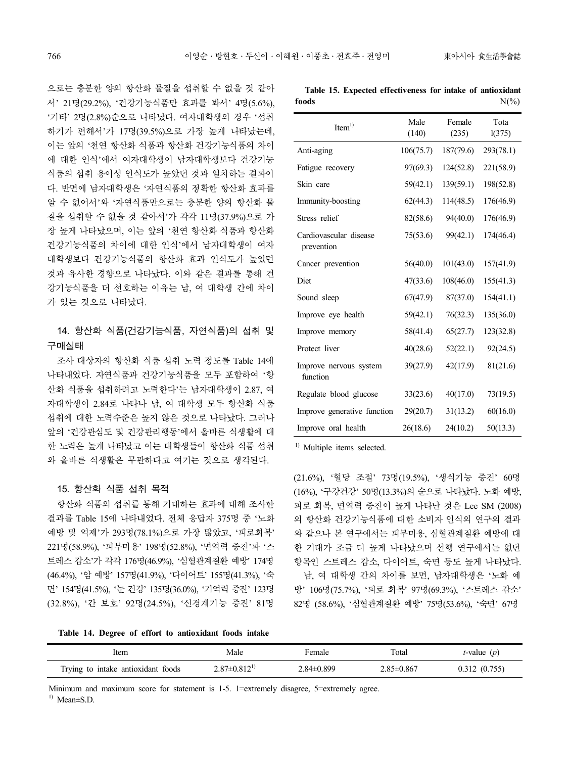으로는 충분한 양의 항산화 물질을 섭취할 수 없을 것 같아서' 21명(29.2%), '건강기능식품만 효과를 봐서' 4명(5.6%), '기타' 2명(2.8%)순으로 나타났다. 여자대학생의 경우 '섭취하기가 편해서'가 17명(39.5%)으로 가장 높게 나타났는데, 이는 앞의 '천연 항산화 식품과 항산화 건강기능식품의 차이에 대한 인식'에서 여자대학생이 남자대학생보다 건강기능식품의 섭취 용이성 인식도가 높았던 것과 일치하는 결과이다. 반면에 남자대학생은 '자연식품의 정확한 항산화 효과를 알 수 없어서'와 '자연식품만으로는 충분한 양의 항산화 물질을 섭취할 수 없을 것 같아서'가 각각 11명(37.9%)으로 가장 높게 나타났으며, 이는 앞의 '천연 항산화 식품과 항산화 건강기능식품의 차이에 대한 인식'에서 남자대학생이 여자대학생보다 건강기능식품의 항산화 효과 인식도가 높았던 것과 유사한 경향으로 나타났다. 이와 같은 결과를 통해 건강기능식품을 더 선호하는 이유는 남, 여 대학생 간에 차이가 있는 것으로 나타났다.

## 14. 항산화 식품(건강기능식품, 자연식품)의 섭취 및 구매실태

조사 대상자의 항산화 식품 섭취 노력 정도를 Table 14에 나타내었다. 자연식품과 건강기능식품을 모두 포함하여 '항산화 식품을 섭취하려고 노력한다'는 남자대학생이 2.87, 여자대학생이 2.84로 나타나 남, 여 대학생 모두 항산화 식품 섭취에 대한 노력수준은 높지 않은 것으로 나타났다. 그러나 앞의 '건강관심도 및 건강관리행동'에서 올바른 식생활에 대한 노력은 높게 나타났고 이는 대학생들이 항산화 식품 섭취와 올바른 식생활은 무관하다고 여기는 것으로 생각된다.

## 15. 항산화 식품 섭취 목적

항산화 식품의 섭취를 통해 기대하는 효과에 대해 조사한 결과를 Table 15에 나타내었다. 전체 응답자 375명 중 '노화 예방 및 억제'가 293명(78.1%)으로 가장 많았고, '피로회복' 221명(58.9%), '피부미용' 198명(52.8%), '면역력 증진'과 '스트레스 감소'가 각각 176명(46.9%), '심혈관계질환 예방' 174명(46.4%), '암 예방' 157명(41.9%), '다이어트' 155명(41.3%), '숙면' 154명(41.5%), '눈 건강' 135명(36.0%), '기억력 증진' 123명(32.8%), '간 보호' 92명(24.5%), '신경계기능 증진' 81명 (21.6%), '혈당 조절' 73명(19.5%), '생식기능 증진' 60명(16%), '구강건강' 50명(13.3%)의 순으로 나타났다. 노화 예방, 피로 회복, 면역력 증진이 높게 나타난 것은 Lee SM (2008)의 항산화 건강기능식품에 대한 소비자 인식의 연구의 결과와 같으나 본 연구에서는 피부미용, 심혈관계질환 예방에 대한 기대가 조금 더 높게 나타났으며 선행 연구에서는 없던 항목인 스트레스 감소, 다이어트, 숙면 등도 높게 나타났다.

남, 여 대학생 간의 차이를 보면, 남자대학생은 '노화 예방' 106명(75.7%), '피로 회복' 97명(69.3%), '스트레스 감소' 82명 (58.6%), '심혈관계질환 예방' 75명(53.6%), '숙면' 67명

**Table 14. Degree of effort to antioxidant foods intake**

| Item | Male | Female | Total | $t$-value ($p$) |
|---|---|---|---|---|
| Trying to intake antioxidant foods | 2.87±0.812[1] | 2.84±0.899 | 2.85±0.867 | 0.312 (0.755) |

Minimum and maximum score for statement is 1-5. 1=extremely disagree, 5=extremely agree.
[1] Mean±S.D.

**Table 15. Expected effectiveness for intake of antioxidant foods** N(%)

| Item[1] | Male (140) | Female (235) | Total (375) |
|---|---|---|---|
| Anti-aging | 106(75.7) | 187(79.6) | 293(78.1) |
| Fatigue recovery | 97(69.3) | 124(52.8) | 221(58.9) |
| Skin care | 59(42.1) | 139(59.1) | 198(52.8) |
| Immunity-boosting | 62(44.3) | 114(48.5) | 176(46.9) |
| Stress relief | 82(58.6) | 94(40.0) | 176(46.9) |
| Cardiovascular disease prevention | 75(53.6) | 99(42.1) | 174(46.4) |
| Cancer prevention | 56(40.0) | 101(43.0) | 157(41.9) |
| Diet | 47(33.6) | 108(46.0) | 155(41.3) |
| Sound sleep | 67(47.9) | 87(37.0) | 154(41.1) |
| Improve eye health | 59(42.1) | 76(32.3) | 135(36.0) |
| Improve memory | 58(41.4) | 65(27.7) | 123(32.8) |
| Protect liver | 40(28.6) | 52(22.1) | 92(24.5) |
| Improve nervous system function | 39(27.9) | 42(17.9) | 81(21.6) |
| Regulate blood glucose | 33(23.6) | 40(17.0) | 73(19.5) |
| Improve generative function | 29(20.7) | 31(13.2) | 60(16.0) |
| Improve oral health | 26(18.6) | 24(10.2) | 50(13.3) |

[1] Multiple items selected.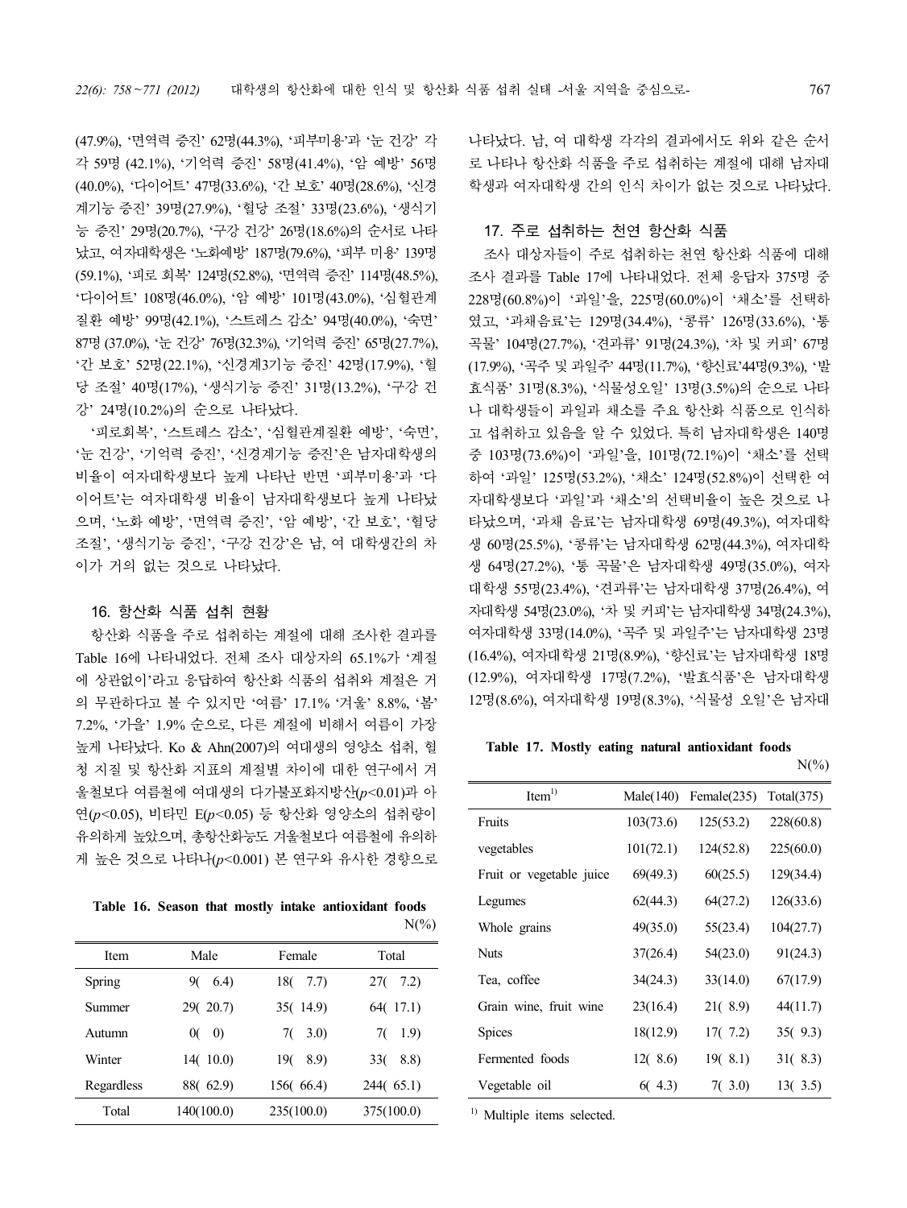(47.9%), '면역력 증진' 62명(44.3%), '피부미용'과 '눈 건강' 각각 59명 (42.1%), '기억력 증진' 58명(41.4%), '암 예방' 56명(40.0%), '다이어트' 47명(33.6%), '간 보호' 40명(28.6%), '신경계기능 증진' 39명(27.9%), '혈당 조절' 33명(23.6%), '생식기능 증진' 29명(20.7%), '구강 건강' 26명(18.6%)의 순서로 나타났고, 여자대학생은 '노화예방' 187명(79.6%), '피부 미용' 139명(59.1%), '피로 회복' 124명(52.8%), '면역력 증진' 114명(48.5%), '다이어트' 108명(46.0%), '암 예방' 101명(43.0%), '심혈관계 질환 예방' 99명(42.1%), '스트레스 감소' 94명(40.0%), '숙면' 87명 (37.0%), '눈 건강' 76명(32.3%), '기억력 증진' 65명(27.7%), '간 보호' 52명(22.1%), '신경계3기능 증진' 42명(17.9%), '혈당 조절' 40명(17%), '생식기능 증진' 31명(13.2%), '구강 건강' 24명(10.2%)의 순으로 나타났다.

'피로회복', '스트레스 감소', '심혈관계질환 예방', '숙면', '눈 건강', '기억력 증진', '신경계기능 증진'은 남자대학생의 비율이 여자대학생보다 높게 나타난 반면 '피부미용'과 '다이어트'는 여자대학생 비율이 남자대학생보다 높게 나타났으며, '노화 예방', '면역력 증진', '암 예방', '간 보호', '혈당 조절', '생식기능 증진', '구강 건강'은 남, 여 대학생간의 차이가 거의 없는 것으로 나타났다.

## 16. 항산화 식품 섭취 현황

항산화 식품을 주로 섭취하는 계절에 대해 조사한 결과를 Table 16에 나타내었다. 전체 조사 대상자의 65.1%가 '계절에 상관없이'라고 응답하여 항산화 식품의 섭취와 계절은 거의 무관하다고 볼 수 있지만 '여름' 17.1% '겨울' 8.8%, '봄' 7.2%, '가을' 1.9% 순으로, 다른 계절에 비해서 여름이 가장 높게 나타났다. Ko & Ahn(2007)의 여대생의 영양소 섭취, 혈청 지질 및 항산화 지표의 계절별 차이에 대한 연구에서 겨울철보다 여름철에 여대생의 다가불포화지방산($p<0.01$)과 아연($p<0.05$), 비타민 E($p<0.05$) 등 항산화 영양소의 섭취량이 유의하게 높았으며, 총항산화능도 겨울철보다 여름철에 유의하게 높은 것으로 나타나($p<0.001$) 본 연구와 유사한 경향으로 나타났다. 남, 여 대학생 각각의 결과에서도 위와 같은 순서로 나타나 항산화 식품을 주로 섭취하는 계절에 대해 남자대학생과 여자대학생 간의 인식 차이가 없는 것으로 나타났다.

**Table 16. Season that mostly intake antioxidant foods**

N(%)

| Item | Male | Female | Total |
|---|---|---|---|
| Spring | 9( 6.4) | 18( 7.7) | 27( 7.2) |
| Summer | 29( 20.7) | 35( 14.9) | 64( 17.1) |
| Autumn | 0( 0) | 7( 3.0) | 7( 1.9) |
| Winter | 14( 10.0) | 19( 8.9) | 33( 8.8) |
| Regardless | 88( 62.9) | 156( 66.4) | 244( 65.1) |
| Total | 140(100.0) | 235(100.0) | 375(100.0) |

## 17. 주로 섭취하는 천연 항산화 식품

조사 대상자들이 주로 섭취하는 천연 항산화 식품에 대해 조사 결과를 Table 17에 나타내었다. 전체 응답자 375명 중 228명(60.8%)이 '과일'을, 225명(60.0%)이 '채소'를 선택하였고, '과채음료'는 129명(34.4%), '콩류' 126명(33.6%), '통곡물' 104명(27.7%), '견과류' 91명(24.3%), '차 및 커피' 67명(17.9%), '곡주 및 과일주' 44명(11.7%), '향신료'44명(9.3%), '발효식품' 31명(8.3%), '식물성오일' 13명(3.5%)의 순으로 나타나 대학생들이 과일과 채소를 주요 항산화 식품으로 인식하고 섭취하고 있음을 알 수 있었다. 특히 남자대학생은 140명 중 103명(73.6%)이 '과일'을, 101명(72.1%)이 '채소'를 선택하여 '과일' 125명(53.2%), '채소' 124명(52.8%)이 선택한 여자대학생보다 '과일'과 '채소'의 선택비율이 높은 것으로 나타났으며, '과채 음료'는 남자대학생 69명(49.3%), 여자대학생 60명(25.5%), '콩류'는 남자대학생 62명(44.3%), 여자대학생 64명(27.2%), '통 곡물'은 남자대학생 49명(35.0%), 여자대학생 55명(23.4%), '견과류'는 남자대학생 37명(26.4%), 여자대학생 54명(23.0%), '차 및 커피'는 남자대학생 34명(24.3%), 여자대학생 33명(14.0%), '곡주 및 과일주'는 남자대학생 23명(16.4%), 여자대학생 21명(8.9%), '향신료'는 남자대학생 18명(12.9%), 여자대학생 17명(7.2%), '발효식품'은 남자대학생 12명(8.6%), 여자대학생 19명(8.3%), '식물성 오일'은 남자대

**Table 17. Mostly eating natural antioxidant foods**

N(%)

| Item[1] | Male(140) | Female(235) | Total(375) |
|---|---|---|---|
| Fruits | 103(73.6) | 125(53.2) | 228(60.8) |
| vegetables | 101(72.1) | 124(52.8) | 225(60.0) |
| Fruit or vegetable juice | 69(49.3) | 60(25.5) | 129(34.4) |
| Legumes | 62(44.3) | 64(27.2) | 126(33.6) |
| Whole grains | 49(35.0) | 55(23.4) | 104(27.7) |
| Nuts | 37(26.4) | 54(23.0) | 91(24.3) |
| Tea, coffee | 34(24.3) | 33(14.0) | 67(17.9) |
| Grain wine, fruit wine | 23(16.4) | 21( 8.9) | 44(11.7) |
| Spices | 18(12.9) | 17( 7.2) | 35( 9.3) |
| Fermented foods | 12( 8.6) | 19( 8.1) | 31( 8.3) |
| Vegetable oil | 6( 4.3) | 7( 3.0) | 13( 3.5) |

[1] Multiple items selected.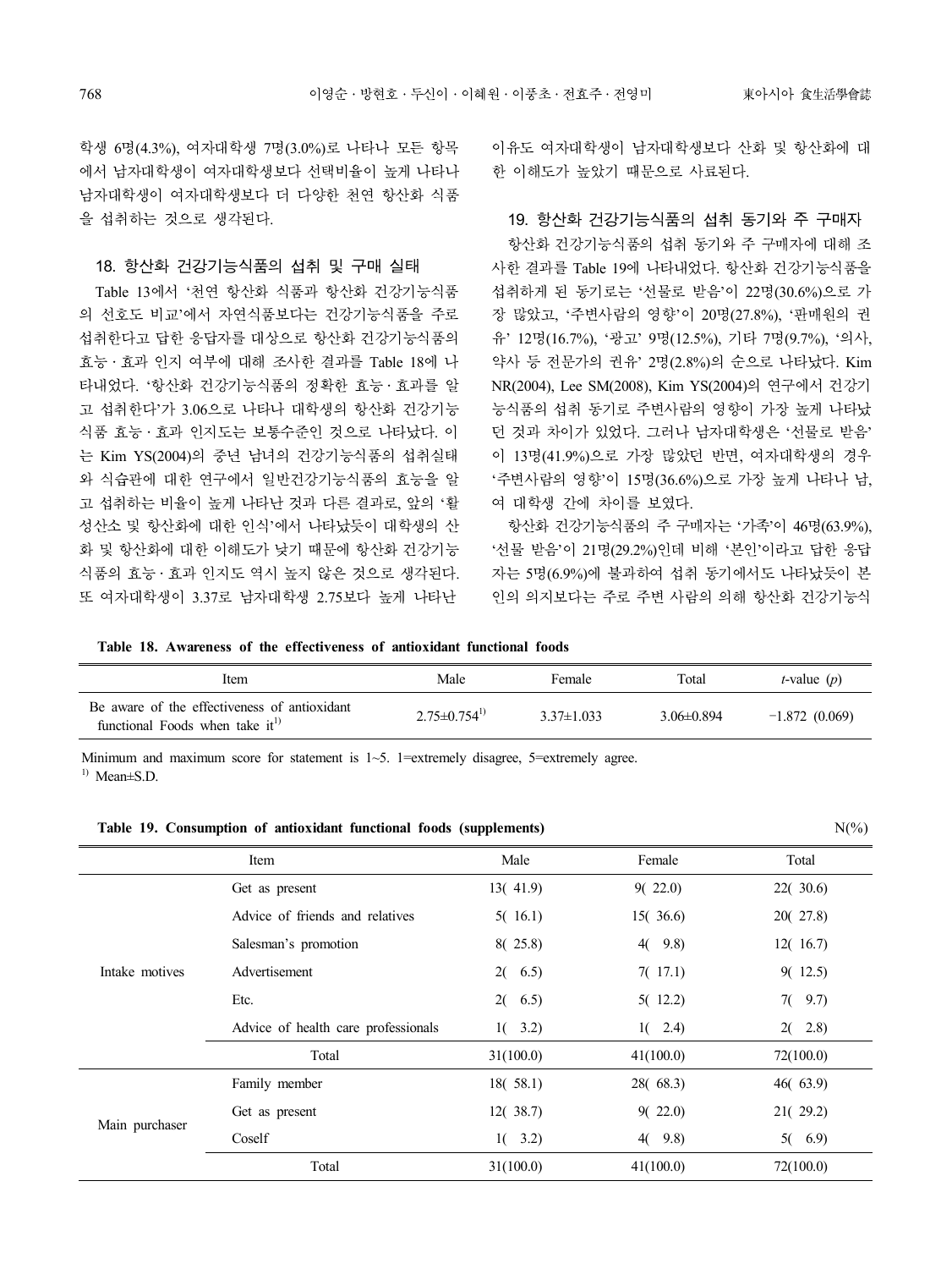학생 6명(4.3%), 여자대학생 7명(3.0%)로 나타나 모든 항목에서 남자대학생이 여자대학생보다 선택비율이 높게 나타나 남자대학생이 여자대학생보다 더 다양한 천연 항산화 식품을 섭취하는 것으로 생각된다.

### 18. 항산화 건강기능식품의 섭취 및 구매 실태

Table 13에서 '천연 항산화 식품과 항산화 건강기능식품의 선호도 비교'에서 자연식품보다는 건강기능식품을 주로 섭취한다고 답한 응답자를 대상으로 항산화 건강기능식품의 효능 · 효과 인지 여부에 대해 조사한 결과를 Table 18에 나타내었다. '항산화 건강기능식품의 정확한 효능 · 효과를 알고 섭취한다'가 3.06으로 나타나 대학생의 항산화 건강기능식품 효능 · 효과 인지도는 보통수준인 것으로 나타났다. 이는 Kim YS(2004)의 중년 남녀의 건강기능식품의 섭취실태와 식습관에 대한 연구에서 일반건강기능식품의 효능을 알고 섭취하는 비율이 높게 나타난 것과 다른 결과로, 앞의 '활성산소 및 항산화에 대한 인식'에서 나타났듯이 대학생의 산화 및 항산화에 대한 이해도가 낮기 때문에 항산화 건강기능식품의 효능 · 효과 인지도 역시 높지 않은 것으로 생각된다. 또 여자대학생이 3.37로 남자대학생 2.75보다 높게 나타난 이유도 여자대학생이 남자대학생보다 산화 및 항산화에 대한 이해도가 높았기 때문으로 사료된다.

### 19. 항산화 건강기능식품의 섭취 동기와 주 구매자

항산화 건강기능식품의 섭취 동기와 주 구매자에 대해 조사한 결과를 Table 19에 나타내었다. 항산화 건강기능식품을 섭취하게 된 동기로는 '선물로 받음'이 22명(30.6%)으로 가장 많았고, '주변사람의 영향'이 20명(27.8%), '판매원의 권유' 12명(16.7%), '광고' 9명(12.5%), 기타 7명(9.7%), '의사, 약사 등 전문가의 권유' 2명(2.8%)의 순으로 나타났다. Kim NR(2004), Lee SM(2008), Kim YS(2004)의 연구에서 건강기능식품의 섭취 동기로 주변사람의 영향이 가장 높게 나타났던 것과 차이가 있었다. 그러나 남자대학생은 '선물로 받음'이 13명(41.9%)으로 가장 많았던 반면, 여자대학생의 경우 '주변사람의 영향'이 15명(36.6%)으로 가장 높게 나타나 남, 여 대학생 간에 차이를 보였다.

항산화 건강기능식품의 주 구매자는 '가족'이 46명(63.9%), '선물 받음'이 21명(29.2%)인데 비해 '본인'이라고 답한 응답자는 5명(6.9%)에 불과하여 섭취 동기에서도 나타났듯이 본인의 의지보다는 주로 주변 사람의 의해 항산화 건강기능식

**Table 18. Awareness of the effectiveness of antioxidant functional foods**

| Item | Male | Female | Total | *t*-value (*p*) |
|---|---|---|---|---|
| Be aware of the effectiveness of antioxidant functional Foods when take it[1] | 2.75±0.754[1] | 3.37±1.033 | 3.06±0.894 | −1.872 (0.069) |

Minimum and maximum score for statement is 1~5. 1=extremely disagree, 5=extremely agree.
[1] Mean±S.D.

**Table 19. Consumption of antioxidant functional foods (supplements)** N(%)

| | Item | Male | Female | Total |
|---|---|---|---|---|
| Intake motives | Get as present | 13( 41.9) | 9( 22.0) | 22( 30.6) |
| | Advice of friends and relatives | 5( 16.1) | 15( 36.6) | 20( 27.8) |
| | Salesman's promotion | 8( 25.8) | 4( 9.8) | 12( 16.7) |
| | Advertisement | 2( 6.5) | 7( 17.1) | 9( 12.5) |
| | Etc. | 2( 6.5) | 5( 12.2) | 7( 9.7) |
| | Advice of health care professionals | 1( 3.2) | 1( 2.4) | 2( 2.8) |
| | Total | 31(100.0) | 41(100.0) | 72(100.0) |
| Main purchaser | Family member | 18( 58.1) | 28( 68.3) | 46( 63.9) |
| | Get as present | 12( 38.7) | 9( 22.0) | 21( 29.2) |
| | Coself | 1( 3.2) | 4( 9.8) | 5( 6.9) |
| | Total | 31(100.0) | 41(100.0) | 72(100.0) |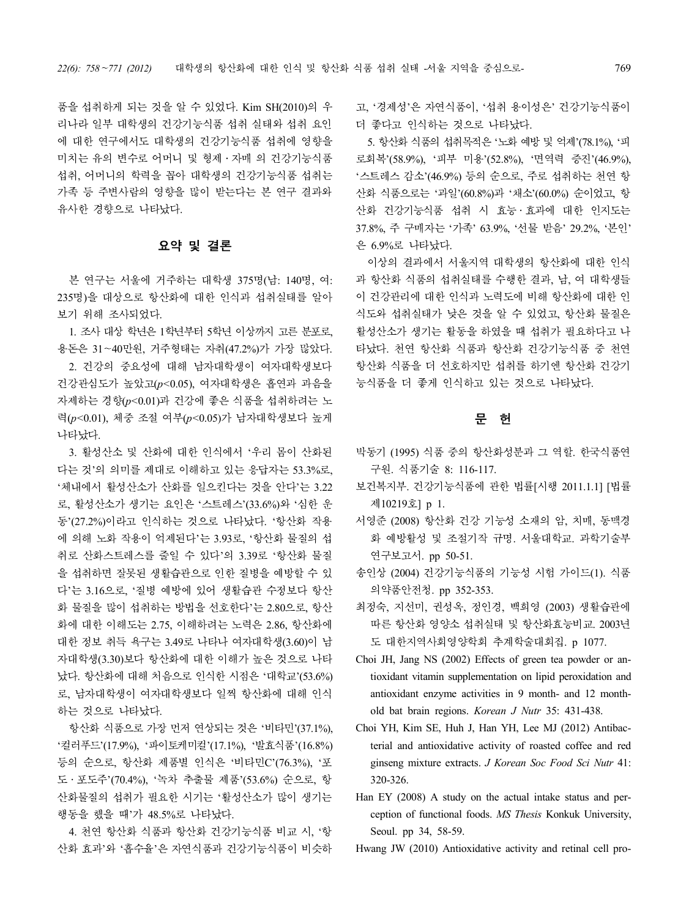품을 섭취하게 되는 것을 알 수 있었다. Kim SH(2010)의 우리나라 일부 대학생의 건강기능식품 섭취 실태와 섭취 요인에 대한 연구에서도 대학생의 건강기능식품 섭취에 영향을 미치는 유의 변수로 어머니 및 형제·자매 의 건강기능식품 섭취, 어머니의 학력을 꼽아 대학생의 건강기능식품 섭취는 가족 등 주변사람의 영향을 많이 받는다는 본 연구 결과와 유사한 경향으로 나타났다.

## 요약 및 결론

본 연구는 서울에 거주하는 대학생 375명(남: 140명, 여: 235명)을 대상으로 항산화에 대한 인식과 섭취실태를 알아보기 위해 조사되었다.

1. 조사 대상 학년은 1학년부터 5학년 이상까지 고른 분포로, 용돈은 31~40만원, 거주형태는 자취(47.2%)가 가장 많았다.

2. 건강의 중요성에 대해 남자대학생이 여자대학생보다 건강관심도가 높았고($p<0.05$), 여자대학생은 흡연과 과음을 자제하는 경향($p<0.01$)과 건강에 좋은 식품을 섭취하려는 노력($p<0.01$), 체중 조절 여부($p<0.05$)가 남자대학생보다 높게 나타났다.

3. 활성산소 및 산화에 대한 인식에서 '우리 몸이 산화된다는 것'의 의미를 제대로 이해하고 있는 응답자는 53.3%로, '체내에서 활성산소가 산화를 일으킨다는 것을 안다'는 3.22로, 활성산소가 생기는 요인은 '스트레스'(33.6%)와 '심한 운동'(27.2%)이라고 인식하는 것으로 나타났다. '항산화 작용에 의해 노화 작용이 억제된다'는 3.93로, '항산화 물질의 섭취로 산화스트레스를 줄일 수 있다'의 3.39로 '항산화 물질을 섭취하면 잘못된 생활습관으로 인한 질병을 예방할 수 있다'는 3.16으로, '질병 예방에 있어 생활습관 수정보다 항산화 물질을 많이 섭취하는 방법을 선호한다'는 2.80으로, 항산화에 대한 이해도는 2.75, 이해하려는 노력은 2.86, 항산화에 대한 정보 취득 욕구는 3.49로 나타나 여자대학생(3.60)이 남자대학생(3.30)보다 항산화에 대한 이해가 높은 것으로 나타났다. 항산화에 대해 처음으로 인식한 시점은 '대학교'(53.6%)로, 남자대학생이 여자대학생보다 일찍 항산화에 대해 인식하는 것으로 나타났다.

항산화 식품으로 가장 먼저 연상되는 것은 '비타민'(37.1%), '컬러푸드'(17.9%), '파이토케미컬'(17.1%), '발효식품'(16.8%) 등의 순으로, 항산화 제품별 인식은 '비타민C'(76.3%), '포도·포도주'(70.4%), '녹차 추출물 제품'(53.6%) 순으로, 항산화물질의 섭취가 필요한 시기는 '활성산소가 많이 생기는 행동을 했을 때'가 48.5%로 나타났다.

4. 천연 항산화 식품과 항산화 건강기능식품 비교 시, '항산화 효과'와 '흡수율'은 자연식품과 건강기능식품이 비슷하고, '경제성'은 자연식품이, '섭취 용이성은' 건강기능식품이 더 좋다고 인식하는 것으로 나타났다.

5. 항산화 식품의 섭취목적은 '노화 예방 및 억제'(78.1%), '피로회복'(58.9%), '피부 미용'(52.8%), '면역력 증진'(46.9%), '스트레스 감소'(46.9%) 등의 순으로, 주로 섭취하는 천연 항산화 식품으로는 '과일'(60.8%)과 '채소'(60.0%) 순이었고, 항산화 건강기능식품 섭취 시 효능·효과에 대한 인지도는 37.8%, 주 구매자는 '가족' 63.9%, '선물 받음' 29.2%, '본인'은 6.9%로 나타났다.

이상의 결과에서 서울지역 대학생의 항산화에 대한 인식과 항산화 식품의 섭취실태를 수행한 결과, 남, 여 대학생들이 건강관리에 대한 인식과 노력도에 비해 항산화에 대한 인식도와 섭취실태가 낮은 것을 알 수 있었고, 항산화 물질은 활성산소가 생기는 활동을 하였을 때 섭취가 필요하다고 나타났다. 천연 항산화 식품과 항산화 건강기능식품 중 천연 항산화 식품을 더 선호하지만 섭취를 하기엔 항산화 건강기능식품을 더 좋게 인식하고 있는 것으로 나타났다.

## 문 헌

박동기 (1995) 식품 중의 항산화성분과 그 역할. 한국식품연구원. 식품기술 8: 116-117.

보건복지부. 건강기능식품에 관한 법률[시행 2011.1.1] [법률 제10219호] p 1.

서영준 (2008) 항산화 건강 기능성 소재의 암, 치매, 동맥경화 예방활성 및 조절기작 규명. 서울대학교. 과학기술부 연구보고서. pp 50-51.

송인상 (2004) 건강기능식품의 기능성 시험 가이드(1). 식품의약품안전청. pp 352-353.

최정숙, 지선미, 권성옥, 정인경, 백희영 (2003) 생활습관에 따른 항산화 영양소 섭취실태 및 항산화효능비교. 2003년도 대한지역사회영양학회 추계학술대회집. p 1077.

Choi JH, Jang NS (2002) Effects of green tea powder or antioxidant vitamin supplementation on lipid peroxidation and antioxidant enzyme activities in 9 month- and 12 month-old bat brain regions. *Korean J Nutr* 35: 431-438.

Choi YH, Kim SE, Huh J, Han YH, Lee MJ (2012) Antibacterial and antioxidative activity of roasted coffee and red ginseng mixture extracts. *J Korean Soc Food Sci Nutr* 41: 320-326.

Han EY (2008) A study on the actual intake status and perception of functional foods. *MS Thesis* Konkuk University, Seoul. pp 34, 58-59.

Hwang JW (2010) Antioxidative activity and retinal cell pro-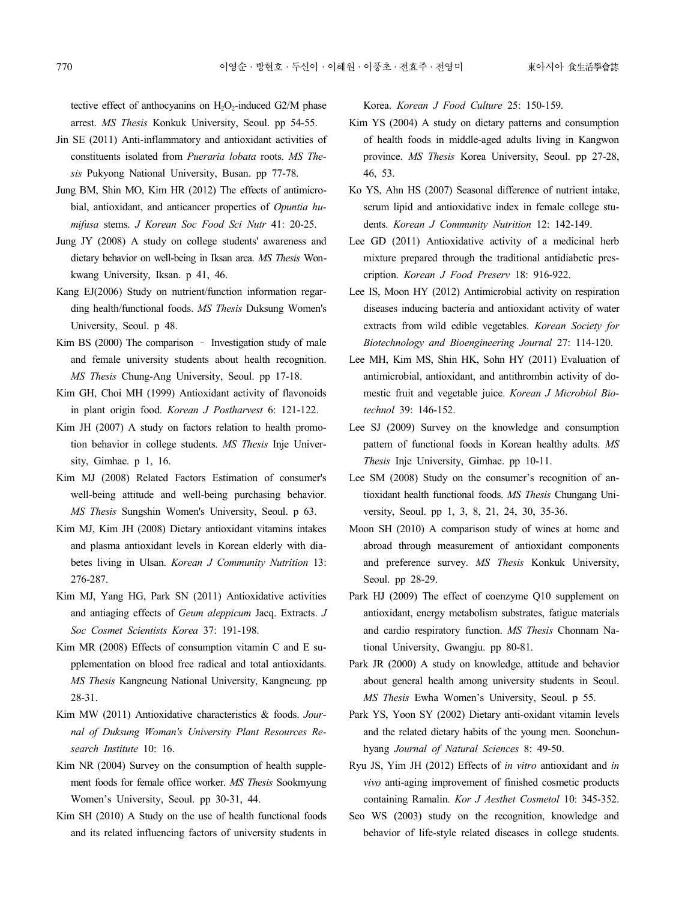tective effect of anthocyanins on $H_2O_2$-induced G2/M phase arrest. *MS Thesis* Konkuk University, Seoul. pp 54-55.

Jin SE (2011) Anti-inflammatory and antioxidant activities of constituents isolated from *Pueraria lobata* roots. *MS Thesis* Pukyong National University, Busan. pp 77-78.

Jung BM, Shin MO, Kim HR (2012) The effects of antimicrobial, antioxidant, and anticancer properties of *Opuntia humifusa* stems. *J Korean Soc Food Sci Nutr* 41: 20-25.

Jung JY (2008) A study on college students' awareness and dietary behavior on well-being in Iksan area. *MS Thesis* Wonkwang University, Iksan. p 41, 46.

Kang EJ(2006) Study on nutrient/function information regarding health/functional foods. *MS Thesis* Duksung Women's University, Seoul. p 48.

Kim BS (2000) The comparison – Investigation study of male and female university students about health recognition. *MS Thesis* Chung-Ang University, Seoul. pp 17-18.

Kim GH, Choi MH (1999) Antioxidant activity of flavonoids in plant origin food. *Korean J Postharvest* 6: 121-122.

Kim JH (2007) A study on factors relation to health promotion behavior in college students. *MS Thesis* Inje University, Gimhae. p 1, 16.

Kim MJ (2008) Related Factors Estimation of consumer's well-being attitude and well-being purchasing behavior. *MS Thesis* Sungshin Women's University, Seoul. p 63.

Kim MJ, Kim JH (2008) Dietary antioxidant vitamins intakes and plasma antioxidant levels in Korean elderly with diabetes living in Ulsan. *Korean J Community Nutrition* 13: 276-287.

Kim MJ, Yang HG, Park SN (2011) Antioxidative activities and antiaging effects of *Geum aleppicum* Jacq. Extracts. *J Soc Cosmet Scientists Korea* 37: 191-198.

Kim MR (2008) Effects of consumption vitamin C and E supplementation on blood free radical and total antioxidants. *MS Thesis* Kangneung National University, Kangneung. pp 28-31.

Kim MW (2011) Antioxidative characteristics & foods. *Journal of Duksung Woman's University Plant Resources Research Institute* 10: 16.

Kim NR (2004) Survey on the consumption of health supplement foods for female office worker. *MS Thesis* Sookmyung Women's University, Seoul. pp 30-31, 44.

Kim SH (2010) A Study on the use of health functional foods and its related influencing factors of university students in Korea. *Korean J Food Culture* 25: 150-159.

Kim YS (2004) A study on dietary patterns and consumption of health foods in middle-aged adults living in Kangwon province. *MS Thesis* Korea University, Seoul. pp 27-28, 46, 53.

Ko YS, Ahn HS (2007) Seasonal difference of nutrient intake, serum lipid and antioxidative index in female college students. *Korean J Community Nutrition* 12: 142-149.

Lee GD (2011) Antioxidative activity of a medicinal herb mixture prepared through the traditional antidiabetic prescription. *Korean J Food Preserv* 18: 916-922.

Lee IS, Moon HY (2012) Antimicrobial activity on respiration diseases inducing bacteria and antioxidant activity of water extracts from wild edible vegetables. *Korean Society for Biotechnology and Bioengineering Journal* 27: 114-120.

Lee MH, Kim MS, Shin HK, Sohn HY (2011) Evaluation of antimicrobial, antioxidant, and antithrombin activity of domestic fruit and vegetable juice. *Korean J Microbiol Biotechnol* 39: 146-152.

Lee SJ (2009) Survey on the knowledge and consumption pattern of functional foods in Korean healthy adults. *MS Thesis* Inje University, Gimhae. pp 10-11.

Lee SM (2008) Study on the consumer's recognition of antioxidant health functional foods. *MS Thesis* Chungang University, Seoul. pp 1, 3, 8, 21, 24, 30, 35-36.

Moon SH (2010) A comparison study of wines at home and abroad through measurement of antioxidant components and preference survey. *MS Thesis* Konkuk University, Seoul. pp 28-29.

Park HJ (2009) The effect of coenzyme Q10 supplement on antioxidant, energy metabolism substrates, fatigue materials and cardio respiratory function. *MS Thesis* Chonnam National University, Gwangju. pp 80-81.

Park JR (2000) A study on knowledge, attitude and behavior about general health among university students in Seoul. *MS Thesis* Ewha Women's University, Seoul. p 55.

Park YS, Yoon SY (2002) Dietary anti-oxidant vitamin levels and the related dietary habits of the young men. Soonchunhyang *Journal of Natural Sciences* 8: 49-50.

Ryu JS, Yim JH (2012) Effects of *in vitro* antioxidant and *in vivo* anti-aging improvement of finished cosmetic products containing Ramalin. *Kor J Aesthet Cosmetol* 10: 345-352.

Seo WS (2003) study on the recognition, knowledge and behavior of life-style related diseases in college students.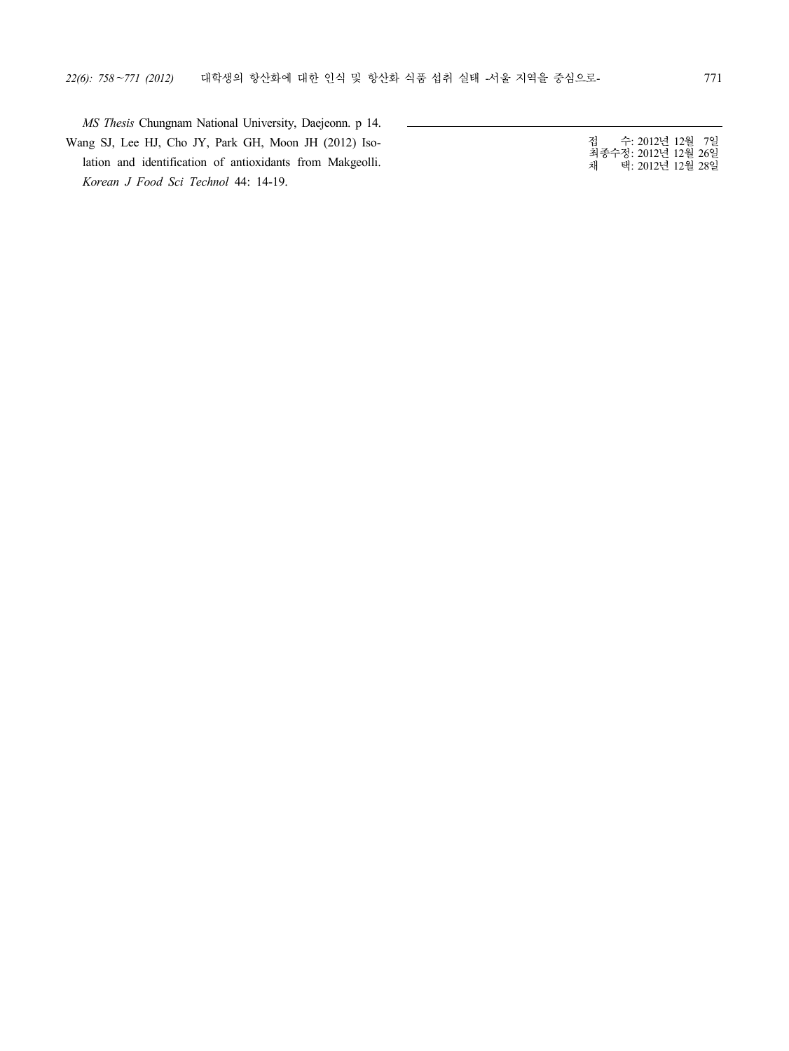*MS Thesis* Chungnam National University, Daejeonn. p 14.

Wang SJ, Lee HJ, Cho JY, Park GH, Moon JH (2012) Isolation and identification of antioxidants from Makgeolli. *Korean J Food Sci Technol* 44: 14-19.

---

접　　수: 2012년 12월 7일
최종수정: 2012년 12월 26일
채　　택: 2012년 12월 28일